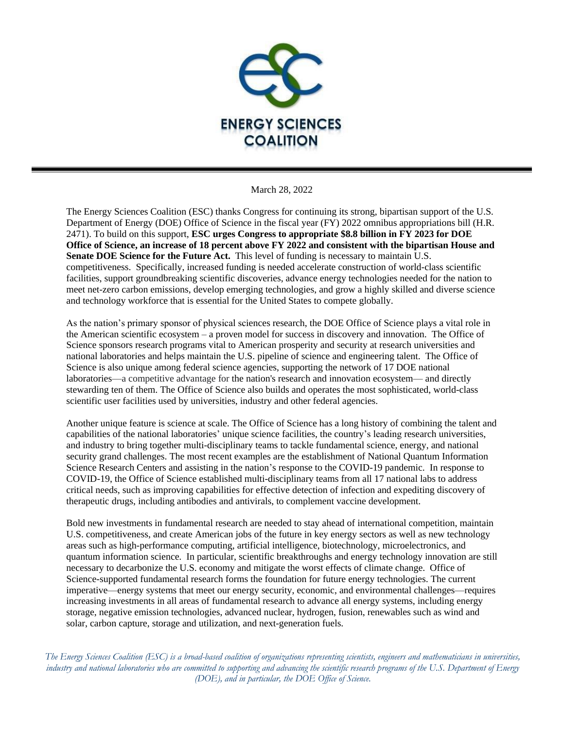# ENERGY SCIENCES COALITION

March 28, 2022

The Energy Sciences Coalition (ESC) thanks Congress for continuing its strong, bipartisan support of the U.S. Department of Energy (DOE) Office of Science in the fiscal year (FY) 2022 omnibus appropriations bill (H.R. 2471). To build on this support, **ESC urges Congress to appropriate $8.8 billion in FY 2023 for DOE Office of Science, an increase of 18 percent above FY 2022 and consistent with the bipartisan House and Senate DOE Science for the Future Act.** This level of funding is necessary to maintain U.S. competitiveness. Specifically, increased funding is needed accelerate construction of world-class scientific facilities, support groundbreaking scientific discoveries, advance energy technologies needed for the nation to meet net-zero carbon emissions, develop emerging technologies, and grow a highly skilled and diverse science and technology workforce that is essential for the United States to compete globally.

As the nation's primary sponsor of physical sciences research, the DOE Office of Science plays a vital role in the American scientific ecosystem – a proven model for success in discovery and innovation. The Office of Science sponsors research programs vital to American prosperity and security at research universities and national laboratories and helps maintain the U.S. pipeline of science and engineering talent. The Office of Science is also unique among federal science agencies, supporting the network of 17 DOE national laboratories—a competitive advantage for the nation's research and innovation ecosystem— and directly stewarding ten of them. The Office of Science also builds and operates the most sophisticated, world-class scientific user facilities used by universities, industry and other federal agencies.

Another unique feature is science at scale. The Office of Science has a long history of combining the talent and capabilities of the national laboratories' unique science facilities, the country's leading research universities, and industry to bring together multi-disciplinary teams to tackle fundamental science, energy, and national security grand challenges. The most recent examples are the establishment of National Quantum Information Science Research Centers and assisting in the nation's response to the COVID-19 pandemic. In response to COVID-19, the Office of Science established multi-disciplinary teams from all 17 national labs to address critical needs, such as improving capabilities for effective detection of infection and expediting discovery of therapeutic drugs, including antibodies and antivirals, to complement vaccine development.

Bold new investments in fundamental research are needed to stay ahead of international competition, maintain U.S. competitiveness, and create American jobs of the future in key energy sectors as well as new technology areas such as high-performance computing, artificial intelligence, biotechnology, microelectronics, and quantum information science. In particular, scientific breakthroughs and energy technology innovation are still necessary to decarbonize the U.S. economy and mitigate the worst effects of climate change. Office of Science-supported fundamental research forms the foundation for future energy technologies. The current imperative—energy systems that meet our energy security, economic, and environmental challenges—requires increasing investments in all areas of fundamental research to advance all energy systems, including energy storage, negative emission technologies, advanced nuclear, hydrogen, fusion, renewables such as wind and solar, carbon capture, storage and utilization, and next-generation fuels.

*The Energy Sciences Coalition (ESC) is a broad-based coalition of organizations representing scientists, engineers and mathematicians in universities, industry and national laboratories who are committed to supporting and advancing the scientific research programs of the U.S. Department of Energy (DOE), and in particular, the DOE Office of Science.*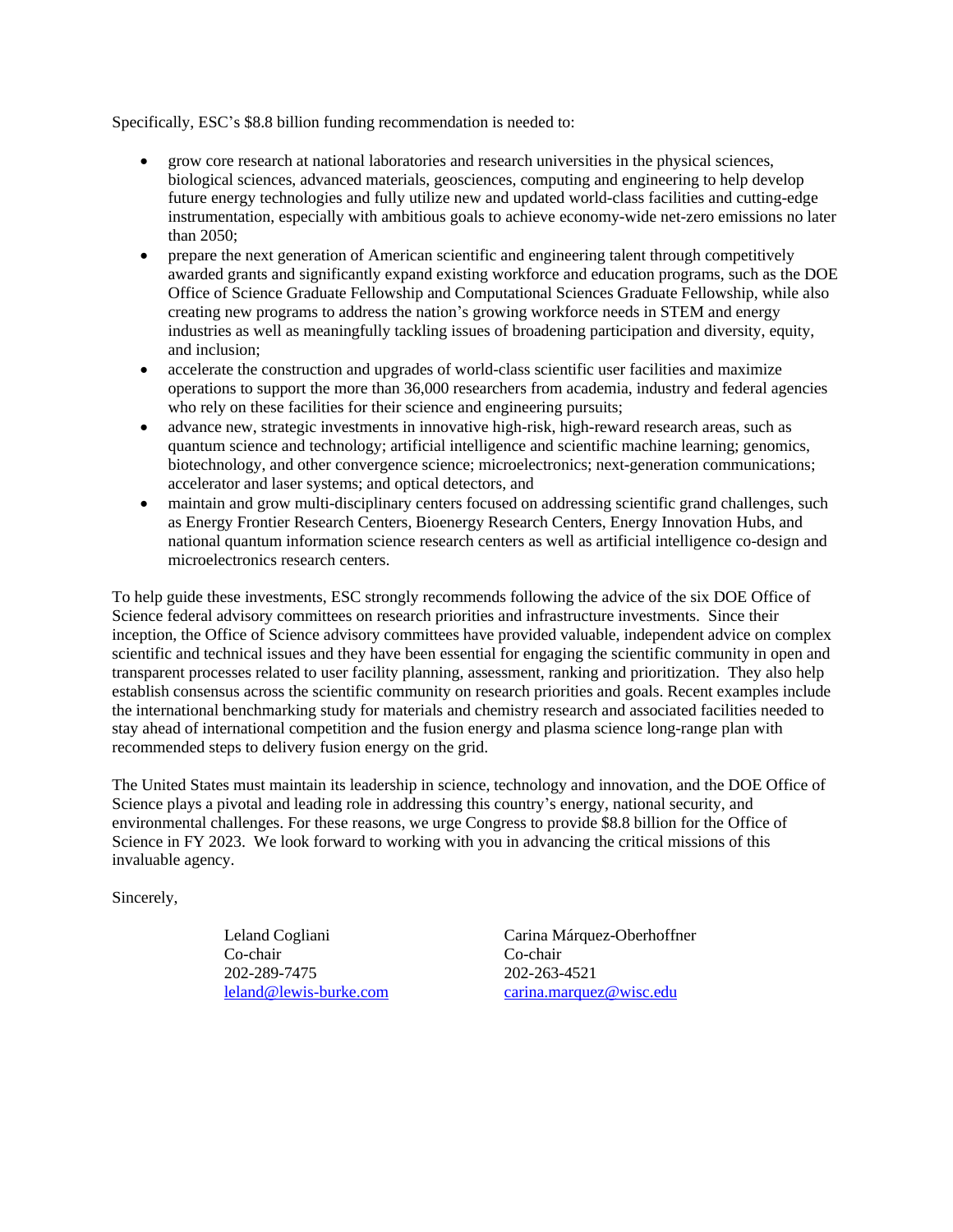Specifically, ESC's $8.8 billion funding recommendation is needed to:

- grow core research at national laboratories and research universities in the physical sciences, biological sciences, advanced materials, geosciences, computing and engineering to help develop future energy technologies and fully utilize new and updated world-class facilities and cutting-edge instrumentation, especially with ambitious goals to achieve economy-wide net-zero emissions no later than 2050;
- prepare the next generation of American scientific and engineering talent through competitively awarded grants and significantly expand existing workforce and education programs, such as the DOE Office of Science Graduate Fellowship and Computational Sciences Graduate Fellowship, while also creating new programs to address the nation's growing workforce needs in STEM and energy industries as well as meaningfully tackling issues of broadening participation and diversity, equity, and inclusion;
- accelerate the construction and upgrades of world-class scientific user facilities and maximize operations to support the more than 36,000 researchers from academia, industry and federal agencies who rely on these facilities for their science and engineering pursuits;
- advance new, strategic investments in innovative high-risk, high-reward research areas, such as quantum science and technology; artificial intelligence and scientific machine learning; genomics, biotechnology, and other convergence science; microelectronics; next-generation communications; accelerator and laser systems; and optical detectors, and
- maintain and grow multi-disciplinary centers focused on addressing scientific grand challenges, such as Energy Frontier Research Centers, Bioenergy Research Centers, Energy Innovation Hubs, and national quantum information science research centers as well as artificial intelligence co-design and microelectronics research centers.

To help guide these investments, ESC strongly recommends following the advice of the six DOE Office of Science federal advisory committees on research priorities and infrastructure investments. Since their inception, the Office of Science advisory committees have provided valuable, independent advice on complex scientific and technical issues and they have been essential for engaging the scientific community in open and transparent processes related to user facility planning, assessment, ranking and prioritization. They also help establish consensus across the scientific community on research priorities and goals. Recent examples include the international benchmarking study for materials and chemistry research and associated facilities needed to stay ahead of international competition and the fusion energy and plasma science long-range plan with recommended steps to delivery fusion energy on the grid.

The United States must maintain its leadership in science, technology and innovation, and the DOE Office of Science plays a pivotal and leading role in addressing this country's energy, national security, and environmental challenges. For these reasons, we urge Congress to provide $8.8 billion for the Office of Science in FY 2023. We look forward to working with you in advancing the critical missions of this invaluable agency.

Sincerely,

Leland Cogliani
Co-chair
202-289-7475
leland@lewis-burke.com

Carina Márquez-Oberhoffner
Co-chair
202-263-4521
carina.marquez@wisc.edu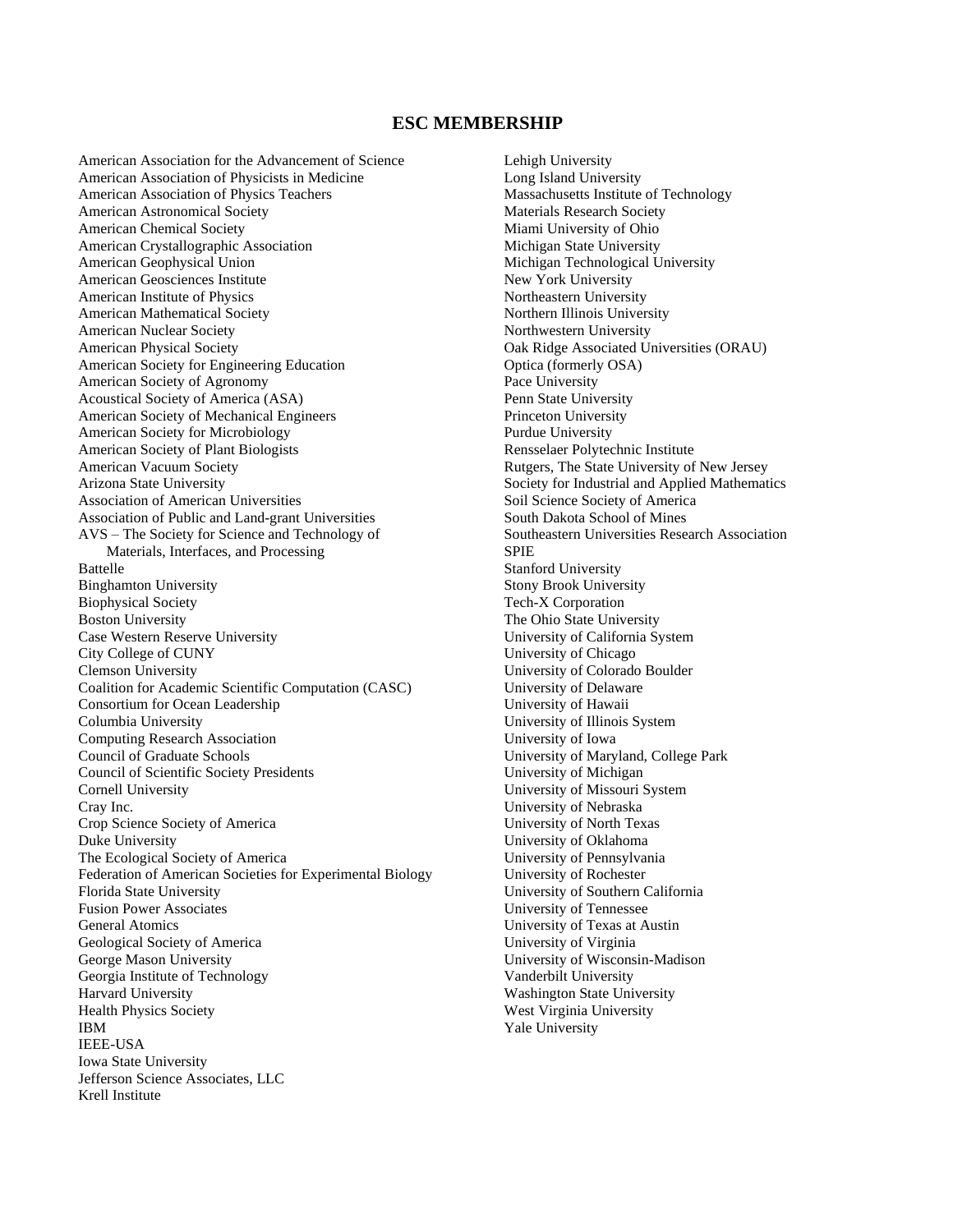## ESC MEMBERSHIP

American Association for the Advancement of Science
American Association of Physicists in Medicine
American Association of Physics Teachers
American Astronomical Society
American Chemical Society
American Crystallographic Association
American Geophysical Union
American Geosciences Institute
American Institute of Physics
American Mathematical Society
American Nuclear Society
American Physical Society
American Society for Engineering Education
American Society of Agronomy
Acoustical Society of America (ASA)
American Society of Mechanical Engineers
American Society for Microbiology
American Society of Plant Biologists
American Vacuum Society
Arizona State University
Association of American Universities
Association of Public and Land-grant Universities
AVS – The Society for Science and Technology of Materials, Interfaces, and Processing
Battelle
Binghamton University
Biophysical Society
Boston University
Case Western Reserve University
City College of CUNY
Clemson University
Coalition for Academic Scientific Computation (CASC)
Consortium for Ocean Leadership
Columbia University
Computing Research Association
Council of Graduate Schools
Council of Scientific Society Presidents
Cornell University
Cray Inc.
Crop Science Society of America
Duke University
The Ecological Society of America
Federation of American Societies for Experimental Biology
Florida State University
Fusion Power Associates
General Atomics
Geological Society of America
George Mason University
Georgia Institute of Technology
Harvard University
Health Physics Society
IBM
IEEE-USA
Iowa State University
Jefferson Science Associates, LLC
Krell Institute
Lehigh University
Long Island University
Massachusetts Institute of Technology
Materials Research Society
Miami University of Ohio
Michigan State University
Michigan Technological University
New York University
Northeastern University
Northern Illinois University
Northwestern University
Oak Ridge Associated Universities (ORAU)
Optica (formerly OSA)
Pace University
Penn State University
Princeton University
Purdue University
Rensselaer Polytechnic Institute
Rutgers, The State University of New Jersey
Society for Industrial and Applied Mathematics
Soil Science Society of America
South Dakota School of Mines
Southeastern Universities Research Association
SPIE
Stanford University
Stony Brook University
Tech-X Corporation
The Ohio State University
University of California System
University of Chicago
University of Colorado Boulder
University of Delaware
University of Hawaii
University of Illinois System
University of Iowa
University of Maryland, College Park
University of Michigan
University of Missouri System
University of Nebraska
University of North Texas
University of Oklahoma
University of Pennsylvania
University of Rochester
University of Southern California
University of Tennessee
University of Texas at Austin
University of Virginia
University of Wisconsin-Madison
Vanderbilt University
Washington State University
West Virginia University
Yale University